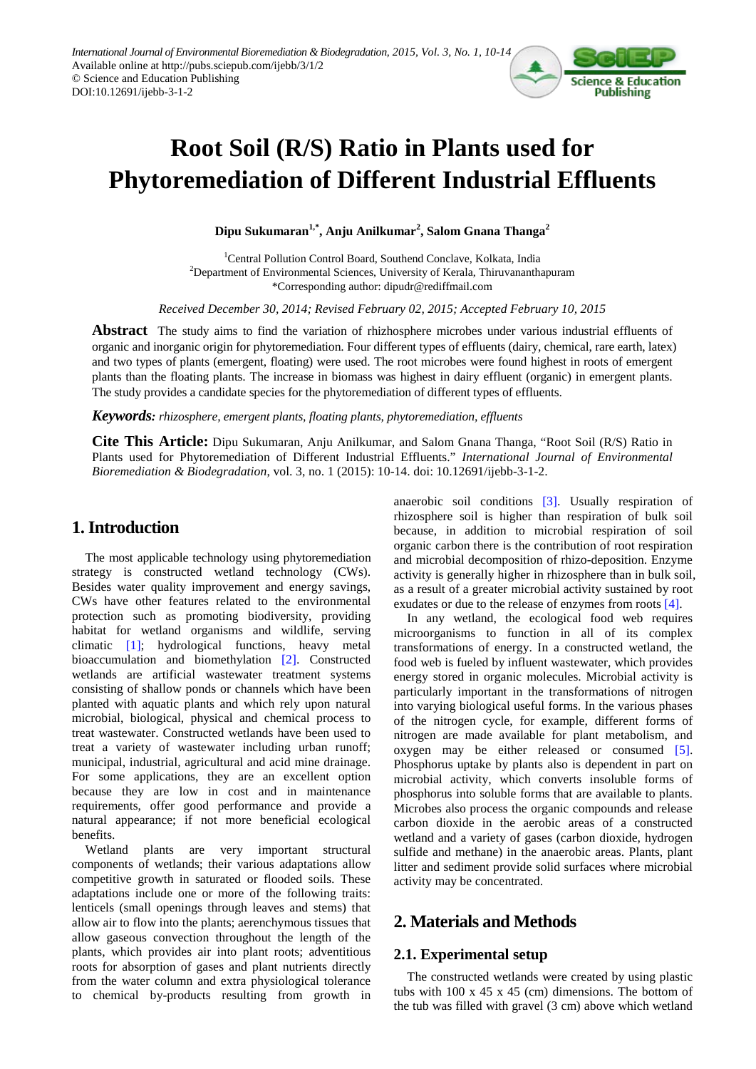# Root Soil (R/S) Ratio in Plants used for Phytoremediation of Different Industrial Effluents

**Dipu Sukumaran[1,*], Anju Anilkumar[2], Salom Gnana Thanga[2]**

[1]Central Pollution Control Board, Southend Conclave, Kolkata, India
[2]Department of Environmental Sciences, University of Kerala, Thiruvananthapuram
*Corresponding author: dipudr@rediffmail.com

*Received December 30, 2014; Revised February 02, 2015; Accepted February 10, 2015*

**Abstract** The study aims to find the variation of rhizhosphere microbes under various industrial effluents of organic and inorganic origin for phytoremediation. Four different types of effluents (dairy, chemical, rare earth, latex) and two types of plants (emergent, floating) were used. The root microbes were found highest in roots of emergent plants than the floating plants. The increase in biomass was highest in dairy effluent (organic) in emergent plants. The study provides a candidate species for the phytoremediation of different types of effluents.

***Keywords:*** *rhizosphere, emergent plants, floating plants, phytoremediation, effluents*

**Cite This Article:** Dipu Sukumaran, Anju Anilkumar, and Salom Gnana Thanga, "Root Soil (R/S) Ratio in Plants used for Phytoremediation of Different Industrial Effluents." *International Journal of Environmental Bioremediation & Biodegradation*, vol. 3, no. 1 (2015): 10-14. doi: 10.12691/ijebb-3-1-2.

## 1. Introduction

The most applicable technology using phytoremediation strategy is constructed wetland technology (CWs). Besides water quality improvement and energy savings, CWs have other features related to the environmental protection such as promoting biodiversity, providing habitat for wetland organisms and wildlife, serving climatic [1]; hydrological functions, heavy metal bioaccumulation and biomethylation [2]. Constructed wetlands are artificial wastewater treatment systems consisting of shallow ponds or channels which have been planted with aquatic plants and which rely upon natural microbial, biological, physical and chemical process to treat wastewater. Constructed wetlands have been used to treat a variety of wastewater including urban runoff; municipal, industrial, agricultural and acid mine drainage. For some applications, they are an excellent option because they are low in cost and in maintenance requirements, offer good performance and provide a natural appearance; if not more beneficial ecological benefits.

Wetland plants are very important structural components of wetlands; their various adaptations allow competitive growth in saturated or flooded soils. These adaptations include one or more of the following traits: lenticels (small openings through leaves and stems) that allow air to flow into the plants; aerenchymous tissues that allow gaseous convection throughout the length of the plants, which provides air into plant roots; adventitious roots for absorption of gases and plant nutrients directly from the water column and extra physiological tolerance to chemical by-products resulting from growth in anaerobic soil conditions [3]. Usually respiration of rhizosphere soil is higher than respiration of bulk soil because, in addition to microbial respiration of soil organic carbon there is the contribution of root respiration and microbial decomposition of rhizo-deposition. Enzyme activity is generally higher in rhizosphere than in bulk soil, as a result of a greater microbial activity sustained by root exudates or due to the release of enzymes from roots [4].

In any wetland, the ecological food web requires microorganisms to function in all of its complex transformations of energy. In a constructed wetland, the food web is fueled by influent wastewater, which provides energy stored in organic molecules. Microbial activity is particularly important in the transformations of nitrogen into varying biological useful forms. In the various phases of the nitrogen cycle, for example, different forms of nitrogen are made available for plant metabolism, and oxygen may be either released or consumed [5]. Phosphorus uptake by plants also is dependent in part on microbial activity, which converts insoluble forms of phosphorus into soluble forms that are available to plants. Microbes also process the organic compounds and release carbon dioxide in the aerobic areas of a constructed wetland and a variety of gases (carbon dioxide, hydrogen sulfide and methane) in the anaerobic areas. Plants, plant litter and sediment provide solid surfaces where microbial activity may be concentrated.

## 2. Materials and Methods

### 2.1. Experimental setup

The constructed wetlands were created by using plastic tubs with 100 x 45 x 45 (cm) dimensions. The bottom of the tub was filled with gravel (3 cm) above which wetland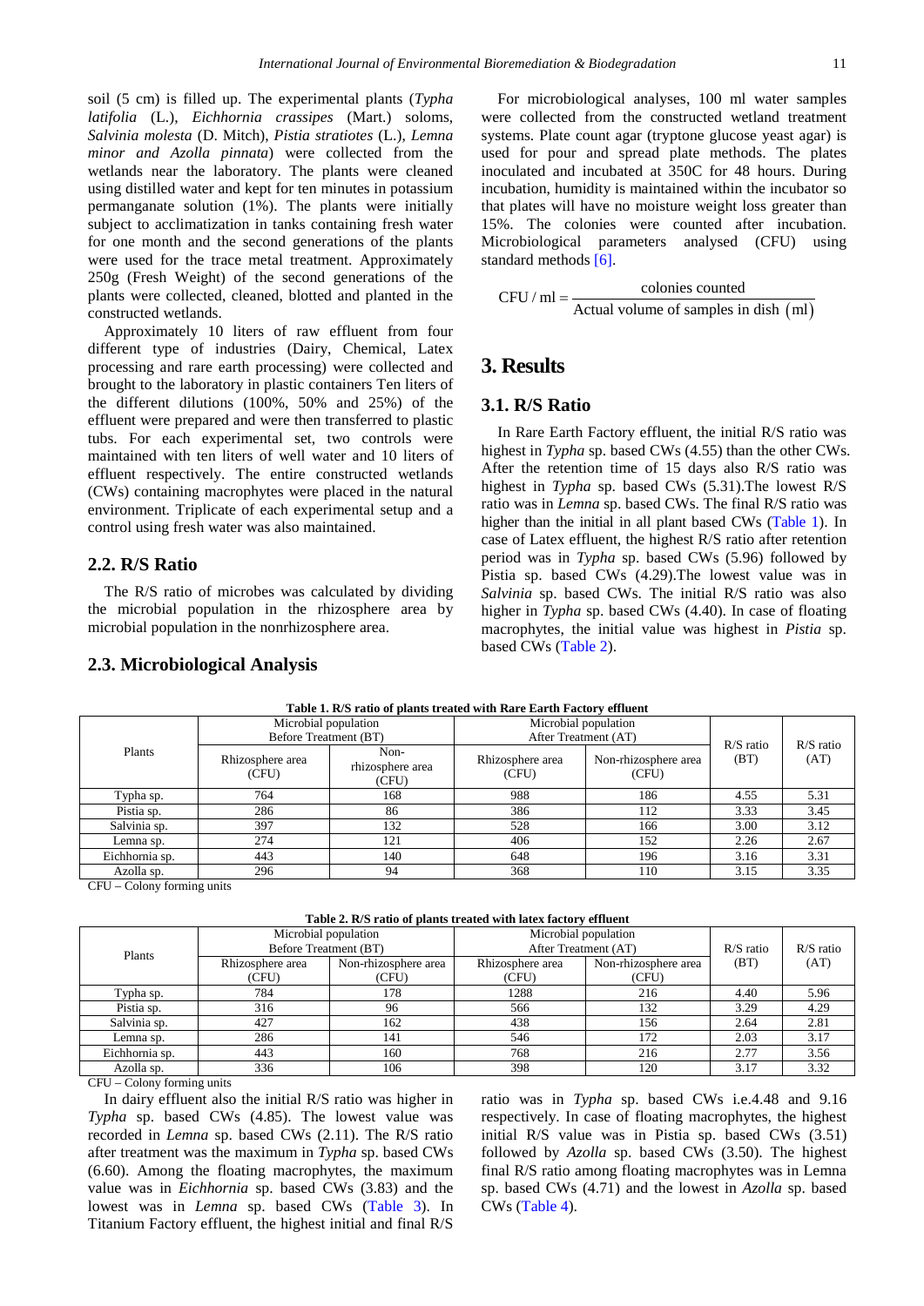soil (5 cm) is filled up. The experimental plants (*Typha latifolia* (L.), *Eichhornia crassipes* (Mart.) soloms, *Salvinia molesta* (D. Mitch), *Pistia stratiotes* (L.), *Lemna minor and Azolla pinnata*) were collected from the wetlands near the laboratory. The plants were cleaned using distilled water and kept for ten minutes in potassium permanganate solution (1%). The plants were initially subject to acclimatization in tanks containing fresh water for one month and the second generations of the plants were used for the trace metal treatment. Approximately 250g (Fresh Weight) of the second generations of the plants were collected, cleaned, blotted and planted in the constructed wetlands.

Approximately 10 liters of raw effluent from four different type of industries (Dairy, Chemical, Latex processing and rare earth processing) were collected and brought to the laboratory in plastic containers Ten liters of the different dilutions (100%, 50% and 25%) of the effluent were prepared and were then transferred to plastic tubs. For each experimental set, two controls were maintained with ten liters of well water and 10 liters of effluent respectively. The entire constructed wetlands (CWs) containing macrophytes were placed in the natural environment. Triplicate of each experimental setup and a control using fresh water was also maintained.

## 2.2. R/S Ratio

The R/S ratio of microbes was calculated by dividing the microbial population in the rhizosphere area by microbial population in the nonrhizosphere area.

## 2.3. Microbiological Analysis

For microbiological analyses, 100 ml water samples were collected from the constructed wetland treatment systems. Plate count agar (tryptone glucose yeast agar) is used for pour and spread plate methods. The plates inoculated and incubated at 350C for 48 hours. During incubation, humidity is maintained within the incubator so that plates will have no moisture weight loss greater than 15%. The colonies were counted after incubation. Microbiological parameters analysed (CFU) using standard methods [6].

$$\text{CFU / ml} = \frac{\text{colonies counted}}{\text{Actual volume of samples in dish (ml)}}$$

# 3. Results

## 3.1. R/S Ratio

In Rare Earth Factory effluent, the initial R/S ratio was highest in *Typha* sp. based CWs (4.55) than the other CWs. After the retention time of 15 days also R/S ratio was highest in *Typha* sp. based CWs (5.31).The lowest R/S ratio was in *Lemna* sp. based CWs. The final R/S ratio was higher than the initial in all plant based CWs (Table 1). In case of Latex effluent, the highest R/S ratio after retention period was in *Typha* sp. based CWs (5.96) followed by Pistia sp. based CWs (4.29).The lowest value was in *Salvinia* sp. based CWs. The initial R/S ratio was also higher in *Typha* sp. based CWs (4.40). In case of floating macrophytes, the initial value was highest in *Pistia* sp. based CWs (Table 2).

**Table 1. R/S ratio of plants treated with Rare Earth Factory effluent**

| Plants | Microbial population Before Treatment (BT) | | Microbial population After Treatment (AT) | | R/S ratio (BT) | R/S ratio (AT) |
|---|---|---|---|---|---|---|
| | Rhizosphere area (CFU) | Non-rhizosphere area (CFU) | Rhizosphere area (CFU) | Non-rhizosphere area (CFU) | | |
| Typha sp. | 764 | 168 | 988 | 186 | 4.55 | 5.31 |
| Pistia sp. | 286 | 86 | 386 | 112 | 3.33 | 3.45 |
| Salvinia sp. | 397 | 132 | 528 | 166 | 3.00 | 3.12 |
| Lemna sp. | 274 | 121 | 406 | 152 | 2.26 | 2.67 |
| Eichhornia sp. | 443 | 140 | 648 | 196 | 3.16 | 3.31 |
| Azolla sp. | 296 | 94 | 368 | 110 | 3.15 | 3.35 |

CFU – Colony forming units

**Table 2. R/S ratio of plants treated with latex factory effluent**

| Plants | Microbial population Before Treatment (BT) | | Microbial population After Treatment (AT) | | R/S ratio (BT) | R/S ratio (AT) |
|---|---|---|---|---|---|---|
| | Rhizosphere area (CFU) | Non-rhizosphere area (CFU) | Rhizosphere area (CFU) | Non-rhizosphere area (CFU) | | |
| Typha sp. | 784 | 178 | 1288 | 216 | 4.40 | 5.96 |
| Pistia sp. | 316 | 96 | 566 | 132 | 3.29 | 4.29 |
| Salvinia sp. | 427 | 162 | 438 | 156 | 2.64 | 2.81 |
| Lemna sp. | 286 | 141 | 546 | 172 | 2.03 | 3.17 |
| Eichhornia sp. | 443 | 160 | 768 | 216 | 2.77 | 3.56 |
| Azolla sp. | 336 | 106 | 398 | 120 | 3.17 | 3.32 |

CFU – Colony forming units

In dairy effluent also the initial R/S ratio was higher in *Typha* sp. based CWs (4.85). The lowest value was recorded in *Lemna* sp. based CWs (2.11). The R/S ratio after treatment was the maximum in *Typha* sp. based CWs (6.60). Among the floating macrophytes, the maximum value was in *Eichhornia* sp. based CWs (3.83) and the lowest was in *Lemna* sp. based CWs (Table 3). In Titanium Factory effluent, the highest initial and final R/S ratio was in *Typha* sp. based CWs i.e.4.48 and 9.16 respectively. In case of floating macrophytes, the highest initial R/S value was in Pistia sp. based CWs (3.51) followed by *Azolla* sp. based CWs (3.50). The highest final R/S ratio among floating macrophytes was in Lemna sp. based CWs (4.71) and the lowest in *Azolla* sp. based CWs (Table 4).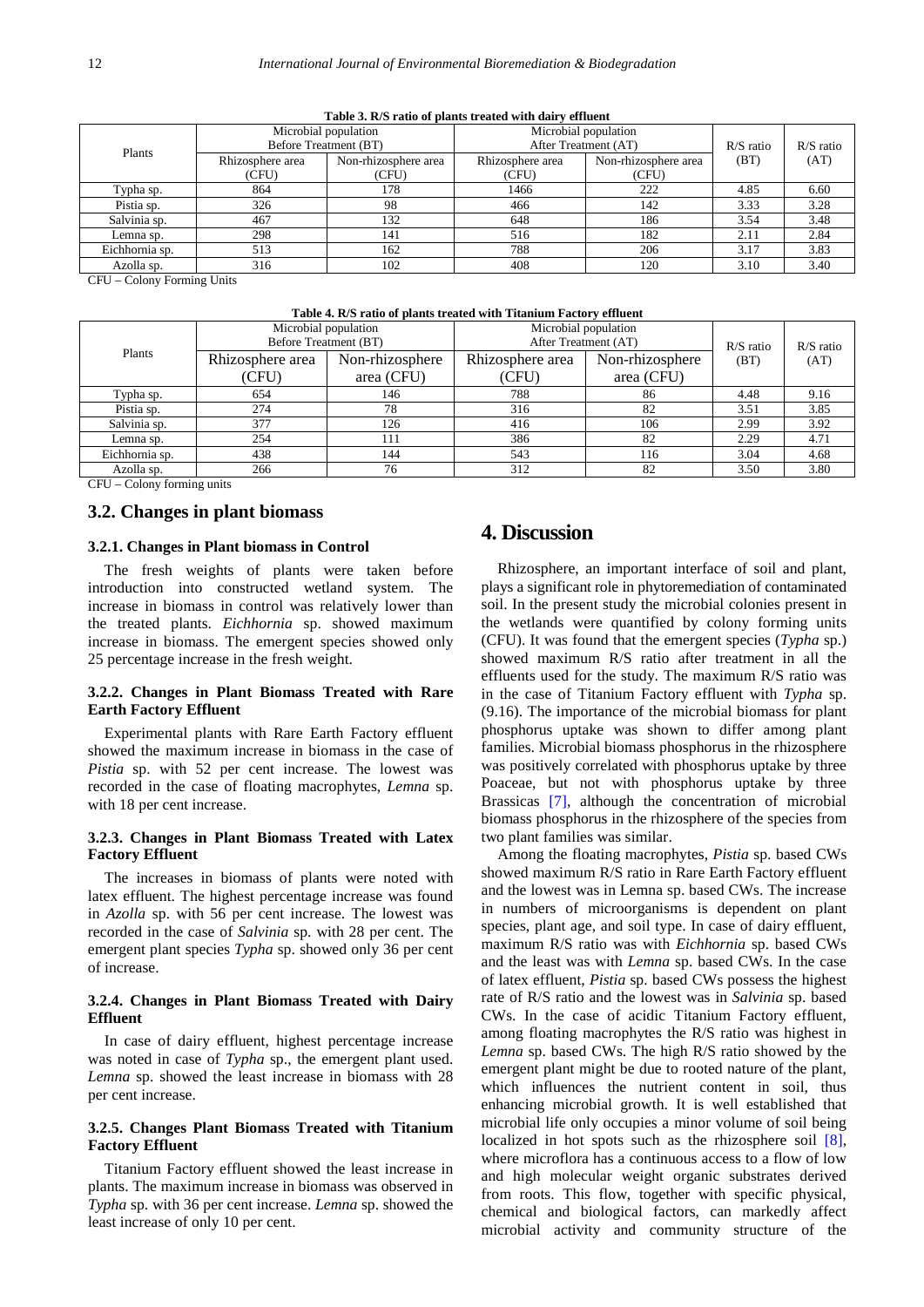**Table 3. R/S ratio of plants treated with dairy effluent**

| Plants | Microbial population Before Treatment (BT) | | Microbial population After Treatment (AT) | | R/S ratio (BT) | R/S ratio (AT) |
|---|---|---|---|---|---|---|
| | Rhizosphere area (CFU) | Non-rhizosphere area (CFU) | Rhizosphere area (CFU) | Non-rhizosphere area (CFU) | | |
| Typha sp. | 864 | 178 | 1466 | 222 | 4.85 | 6.60 |
| Pistia sp. | 326 | 98 | 466 | 142 | 3.33 | 3.28 |
| Salvinia sp. | 467 | 132 | 648 | 186 | 3.54 | 3.48 |
| Lemna sp. | 298 | 141 | 516 | 182 | 2.11 | 2.84 |
| Eichhornia sp. | 513 | 162 | 788 | 206 | 3.17 | 3.83 |
| Azolla sp. | 316 | 102 | 408 | 120 | 3.10 | 3.40 |

CFU – Colony Forming Units

**Table 4. R/S ratio of plants treated with Titanium Factory effluent**

| Plants | Microbial population Before Treatment (BT) | | Microbial population After Treatment (AT) | | R/S ratio (BT) | R/S ratio (AT) |
|---|---|---|---|---|---|---|
| | Rhizosphere area (CFU) | Non-rhizosphere area (CFU) | Rhizosphere area (CFU) | Non-rhizosphere area (CFU) | | |
| Typha sp. | 654 | 146 | 788 | 86 | 4.48 | 9.16 |
| Pistia sp. | 274 | 78 | 316 | 82 | 3.51 | 3.85 |
| Salvinia sp. | 377 | 126 | 416 | 106 | 2.99 | 3.92 |
| Lemna sp. | 254 | 111 | 386 | 82 | 2.29 | 4.71 |
| Eichhornia sp. | 438 | 144 | 543 | 116 | 3.04 | 4.68 |
| Azolla sp. | 266 | 76 | 312 | 82 | 3.50 | 3.80 |

CFU – Colony forming units

## 3.2. Changes in plant biomass

### 3.2.1. Changes in Plant biomass in Control

The fresh weights of plants were taken before introduction into constructed wetland system. The increase in biomass in control was relatively lower than the treated plants. *Eichhornia* sp. showed maximum increase in biomass. The emergent species showed only 25 percentage increase in the fresh weight.

### 3.2.2. Changes in Plant Biomass Treated with Rare Earth Factory Effluent

Experimental plants with Rare Earth Factory effluent showed the maximum increase in biomass in the case of *Pistia* sp. with 52 per cent increase. The lowest was recorded in the case of floating macrophytes, *Lemna* sp. with 18 per cent increase.

### 3.2.3. Changes in Plant Biomass Treated with Latex Factory Effluent

The increases in biomass of plants were noted with latex effluent. The highest percentage increase was found in *Azolla* sp. with 56 per cent increase. The lowest was recorded in the case of *Salvinia* sp. with 28 per cent. The emergent plant species *Typha* sp. showed only 36 per cent of increase.

### 3.2.4. Changes in Plant Biomass Treated with Dairy Effluent

In case of dairy effluent, highest percentage increase was noted in case of *Typha* sp., the emergent plant used. *Lemna* sp. showed the least increase in biomass with 28 per cent increase.

### 3.2.5. Changes Plant Biomass Treated with Titanium Factory Effluent

Titanium Factory effluent showed the least increase in plants. The maximum increase in biomass was observed in *Typha* sp. with 36 per cent increase. *Lemna* sp. showed the least increase of only 10 per cent.

# 4. Discussion

Rhizosphere, an important interface of soil and plant, plays a significant role in phytoremediation of contaminated soil. In the present study the microbial colonies present in the wetlands were quantified by colony forming units (CFU). It was found that the emergent species (*Typha* sp.) showed maximum R/S ratio after treatment in all the effluents used for the study. The maximum R/S ratio was in the case of Titanium Factory effluent with *Typha* sp. (9.16). The importance of the microbial biomass for plant phosphorus uptake was shown to differ among plant families. Microbial biomass phosphorus in the rhizosphere was positively correlated with phosphorus uptake by three Poaceae, but not with phosphorus uptake by three Brassicas [7], although the concentration of microbial biomass phosphorus in the rhizosphere of the species from two plant families was similar.

Among the floating macrophytes, *Pistia* sp. based CWs showed maximum R/S ratio in Rare Earth Factory effluent and the lowest was in Lemna sp. based CWs. The increase in numbers of microorganisms is dependent on plant species, plant age, and soil type. In case of dairy effluent, maximum R/S ratio was with *Eichhornia* sp. based CWs and the least was with *Lemna* sp. based CWs. In the case of latex effluent, *Pistia* sp. based CWs possess the highest rate of R/S ratio and the lowest was in *Salvinia* sp. based CWs. In the case of acidic Titanium Factory effluent, among floating macrophytes the R/S ratio was highest in *Lemna* sp. based CWs. The high R/S ratio showed by the emergent plant might be due to rooted nature of the plant, which influences the nutrient content in soil, thus enhancing microbial growth. It is well established that microbial life only occupies a minor volume of soil being localized in hot spots such as the rhizosphere soil [8], where microflora has a continuous access to a flow of low and high molecular weight organic substrates derived from roots. This flow, together with specific physical, chemical and biological factors, can markedly affect microbial activity and community structure of the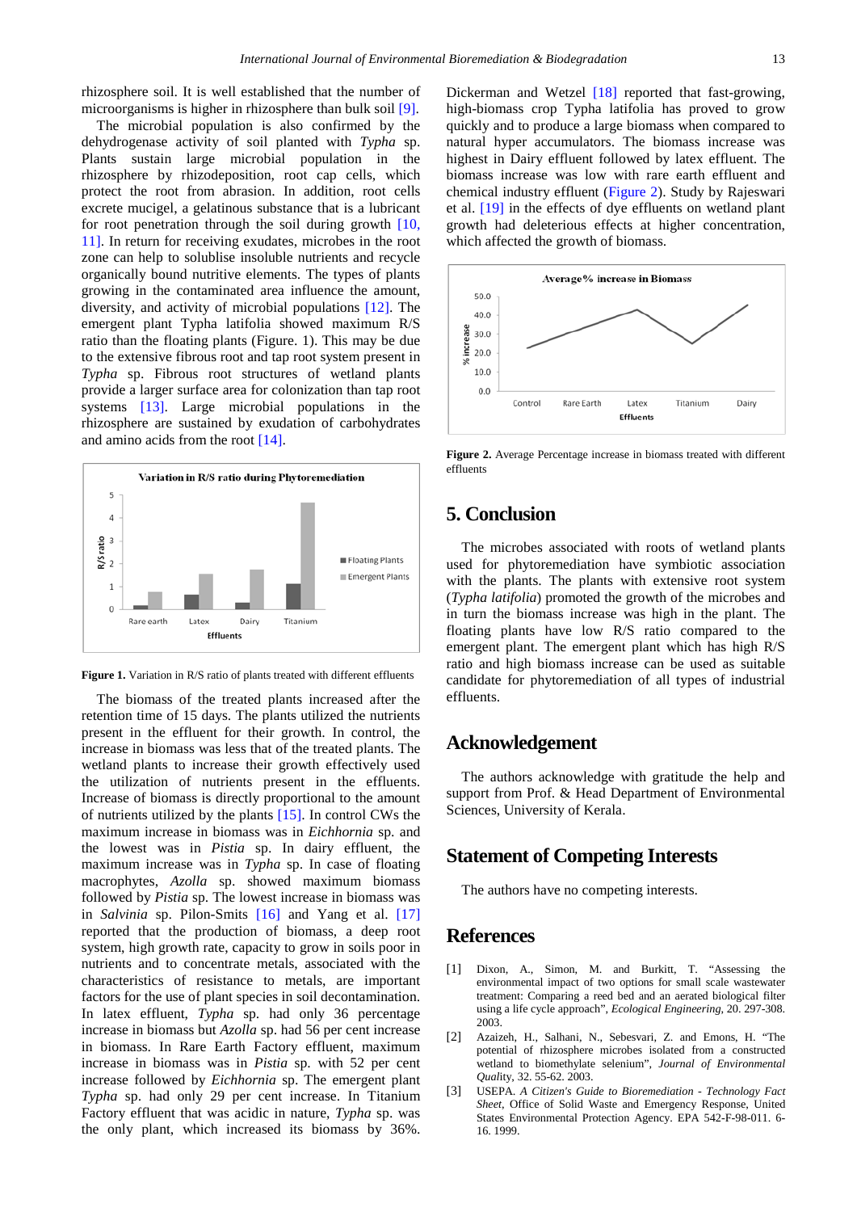rhizosphere soil. It is well established that the number of microorganisms is higher in rhizosphere than bulk soil [9].

The microbial population is also confirmed by the dehydrogenase activity of soil planted with *Typha* sp. Plants sustain large microbial population in the rhizosphere by rhizodeposition, root cap cells, which protect the root from abrasion. In addition, root cells excrete mucigel, a gelatinous substance that is a lubricant for root penetration through the soil during growth [10, 11]. In return for receiving exudates, microbes in the root zone can help to solublise insoluble nutrients and recycle organically bound nutritive elements. The types of plants growing in the contaminated area influence the amount, diversity, and activity of microbial populations [12]. The emergent plant Typha latifolia showed maximum R/S ratio than the floating plants (Figure. 1). This may be due to the extensive fibrous root and tap root system present in *Typha* sp. Fibrous root structures of wetland plants provide a larger surface area for colonization than tap root systems [13]. Large microbial populations in the rhizosphere are sustained by exudation of carbohydrates and amino acids from the root [14].

**Figure 1.** Variation in R/S ratio of plants treated with different effluents

The biomass of the treated plants increased after the retention time of 15 days. The plants utilized the nutrients present in the effluent for their growth. In control, the increase in biomass was less that of the treated plants. The wetland plants to increase their growth effectively used the utilization of nutrients present in the effluents. Increase of biomass is directly proportional to the amount of nutrients utilized by the plants [15]. In control CWs the maximum increase in biomass was in *Eichhornia* sp. and the lowest was in *Pistia* sp. In dairy effluent, the maximum increase was in *Typha* sp. In case of floating macrophytes, *Azolla* sp. showed maximum biomass followed by *Pistia* sp. The lowest increase in biomass was in *Salvinia* sp. Pilon-Smits [16] and Yang et al. [17] reported that the production of biomass, a deep root system, high growth rate, capacity to grow in soils poor in nutrients and to concentrate metals, associated with the characteristics of resistance to metals, are important factors for the use of plant species in soil decontamination. In latex effluent, *Typha* sp. had only 36 percentage increase in biomass but *Azolla* sp. had 56 per cent increase in biomass. In Rare Earth Factory effluent, maximum increase in biomass was in *Pistia* sp. with 52 per cent increase followed by *Eichhornia* sp. The emergent plant *Typha* sp. had only 29 per cent increase. In Titanium Factory effluent that was acidic in nature, *Typha* sp. was the only plant, which increased its biomass by 36%. Dickerman and Wetzel [18] reported that fast-growing, high-biomass crop Typha latifolia has proved to grow quickly and to produce a large biomass when compared to natural hyper accumulators. The biomass increase was highest in Dairy effluent followed by latex effluent. The biomass increase was low with rare earth effluent and chemical industry effluent (Figure 2). Study by Rajeswari et al. [19] in the effects of dye effluents on wetland plant growth had deleterious effects at higher concentration, which affected the growth of biomass.

**Figure 2.** Average Percentage increase in biomass treated with different effluents

## 5. Conclusion

The microbes associated with roots of wetland plants used for phytoremediation have symbiotic association with the plants. The plants with extensive root system (*Typha latifolia*) promoted the growth of the microbes and in turn the biomass increase was high in the plant. The floating plants have low R/S ratio compared to the emergent plant. The emergent plant which has high R/S ratio and high biomass increase can be used as suitable candidate for phytoremediation of all types of industrial effluents.

## Acknowledgement

The authors acknowledge with gratitude the help and support from Prof. & Head Department of Environmental Sciences, University of Kerala.

## Statement of Competing Interests

The authors have no competing interests.

## References

[1] Dixon, A., Simon, M. and Burkitt, T. "Assessing the environmental impact of two options for small scale wastewater treatment: Comparing a reed bed and an aerated biological filter using a life cycle approach", *Ecological Engineering*, 20. 297-308. 2003.

[2] Azaizeh, H., Salhani, N., Sebesvari, Z. and Emons, H. "The potential of rhizosphere microbes isolated from a constructed wetland to biomethylate selenium", *Journal of Environmental Quality*, 32. 55-62. 2003.

[3] USEPA. *A Citizen's Guide to Bioremediation - Technology Fact Sheet*, Office of Solid Waste and Emergency Response, United States Environmental Protection Agency. EPA 542-F-98-011. 6-16. 1999.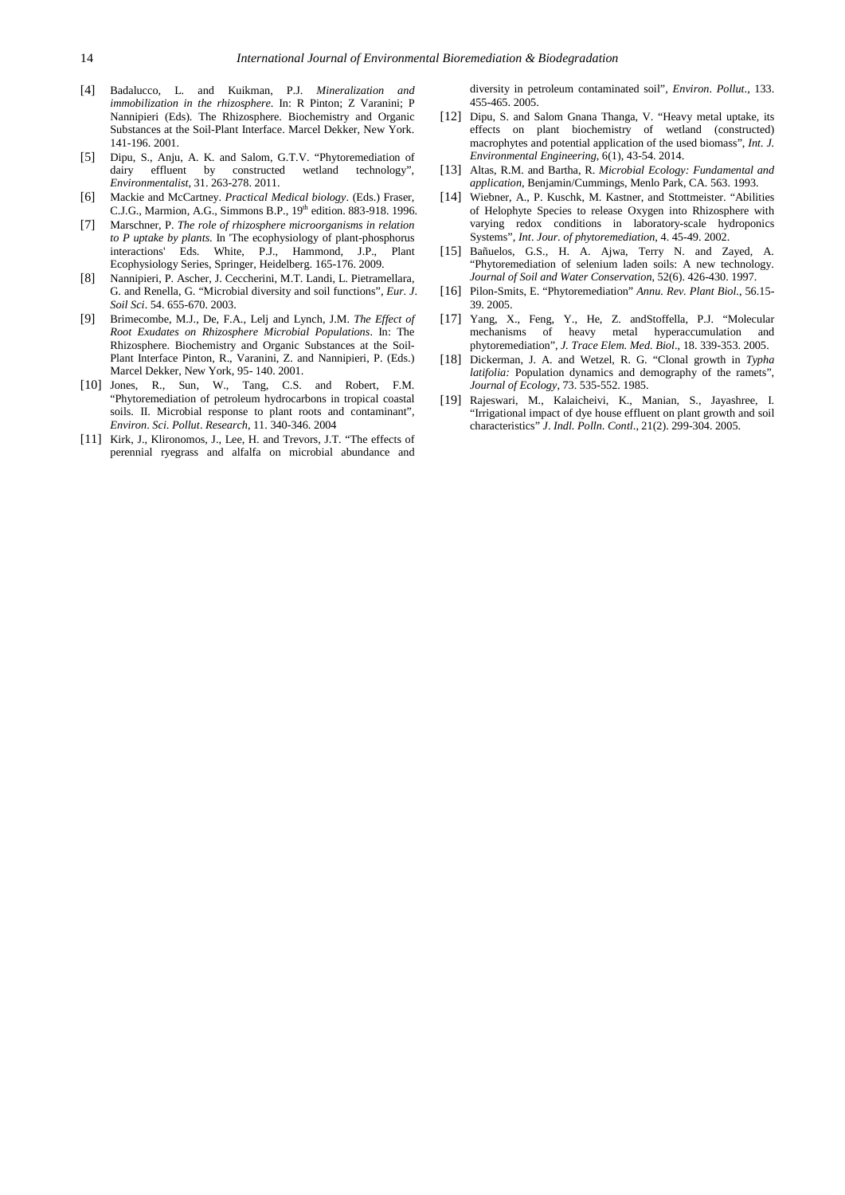[4] Badalucco, L. and Kuikman, P.J. *Mineralization and immobilization in the rhizosphere*. In: R Pinton; Z Varanini; P Nannipieri (Eds). The Rhizosphere. Biochemistry and Organic Substances at the Soil-Plant Interface. Marcel Dekker, New York. 141-196. 2001.

[5] Dipu, S., Anju, A. K. and Salom, G.T.V. "Phytoremediation of dairy effluent by constructed wetland technology", *Environmentalist*, 31. 263-278. 2011.

[6] Mackie and McCartney. *Practical Medical biology*. (Eds.) Fraser, C.J.G., Marmion, A.G., Simmons B.P., 19th edition. 883-918. 1996.

[7] Marschner, P. *The role of rhizosphere microorganisms in relation to P uptake by plants.* In 'The ecophysiology of plant-phosphorus interactions' Eds. White, P.J., Hammond, J.P., Plant Ecophysiology Series, Springer, Heidelberg. 165-176. 2009.

[8] Nannipieri, P. Ascher, J. Ceccherini, M.T. Landi, L. Pietramellara, G. and Renella, G. "Microbial diversity and soil functions", *Eur. J. Soil Sci*. 54. 655-670. 2003.

[9] Brimecombe, M.J., De, F.A., Lelj and Lynch, J.M. *The Effect of Root Exudates on Rhizosphere Microbial Populations*. In: The Rhizosphere. Biochemistry and Organic Substances at the Soil-Plant Interface Pinton, R., Varanini, Z. and Nannipieri, P. (Eds.) Marcel Dekker, New York, 95- 140. 2001.

[10] Jones, R., Sun, W., Tang, C.S. and Robert, F.M. "Phytoremediation of petroleum hydrocarbons in tropical coastal soils. II. Microbial response to plant roots and contaminant", *Environ. Sci. Pollut. Research*, 11. 340-346. 2004

[11] Kirk, J., Klironomos, J., Lee, H. and Trevors, J.T. "The effects of perennial ryegrass and alfalfa on microbial abundance and diversity in petroleum contaminated soil", *Environ. Pollut.*, 133. 455-465. 2005.

[12] Dipu, S. and Salom Gnana Thanga, V. "Heavy metal uptake, its effects on plant biochemistry of wetland (constructed) macrophytes and potential application of the used biomass", *Int. J. Environmental Engineering*, 6(1), 43-54. 2014.

[13] Altas, R.M. and Bartha, R. *Microbial Ecology: Fundamental and application*, Benjamin/Cummings, Menlo Park, CA. 563. 1993.

[14] Wiebner, A., P. Kuschk, M. Kastner, and Stottmeister. "Abilities of Helophyte Species to release Oxygen into Rhizosphere with varying redox conditions in laboratory-scale hydroponics Systems", *Int. Jour. of phytoremediation*, 4. 45-49. 2002.

[15] Bañuelos, G.S., H. A. Ajwa, Terry N. and Zayed, A. "Phytoremediation of selenium laden soils: A new technology. *Journal of Soil and Water Conservation*, 52(6). 426-430. 1997.

[16] Pilon-Smits, E. "Phytoremediation" *Annu. Rev. Plant Biol.*, 56.15-39. 2005.

[17] Yang, X., Feng, Y., He, Z. andStoffella, P.J. "Molecular mechanisms of heavy metal hyperaccumulation and phytoremediation", *J. Trace Elem. Med. Biol*., 18. 339-353. 2005.

[18] Dickerman, J. A. and Wetzel, R. G. "Clonal growth in *Typha latifolia:* Population dynamics and demography of the ramets", *Journal of Ecology*, 73. 535-552. 1985.

[19] Rajeswari, M., Kalaicheivi, K., Manian, S., Jayashree, I. "Irrigational impact of dye house effluent on plant growth and soil characteristics" *J. Indl. Polln. Contl*., 21(2). 299-304. 2005.